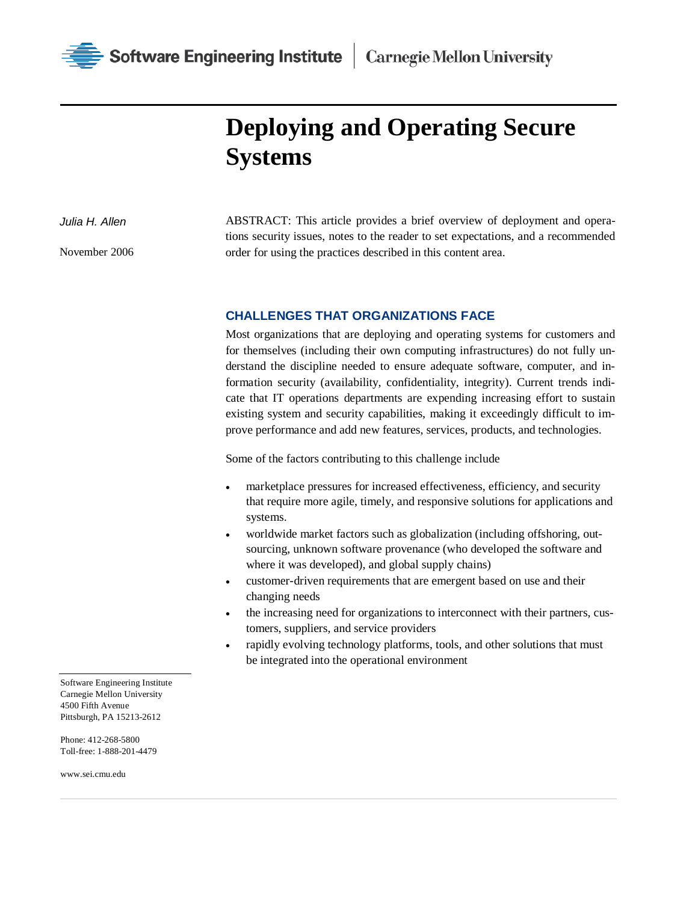# Deploying and Operating Secure Systems

*Julia H. Allen*

November 2006

ABSTRACT: This article provides a brief overview of deployment and operations security issues, notes to the reader to set expectations, and a recommended order for using the practices described in this content area.

## CHALLENGES THAT ORGANIZATIONS FACE

Most organizations that are deploying and operating systems for customers and for themselves (including their own computing infrastructures) do not fully understand the discipline needed to ensure adequate software, computer, and information security (availability, confidentiality, integrity). Current trends indicate that IT operations departments are expending increasing effort to sustain existing system and security capabilities, making it exceedingly difficult to improve performance and add new features, services, products, and technologies.

Some of the factors contributing to this challenge include

- marketplace pressures for increased effectiveness, efficiency, and security that require more agile, timely, and responsive solutions for applications and systems.
- worldwide market factors such as globalization (including offshoring, outsourcing, unknown software provenance (who developed the software and where it was developed), and global supply chains)
- customer-driven requirements that are emergent based on use and their changing needs
- the increasing need for organizations to interconnect with their partners, customers, suppliers, and service providers
- rapidly evolving technology platforms, tools, and other solutions that must be integrated into the operational environment

Software Engineering Institute
Carnegie Mellon University
4500 Fifth Avenue
Pittsburgh, PA 15213-2612

Phone: 412-268-5800
Toll-free: 1-888-201-4479

www.sei.cmu.edu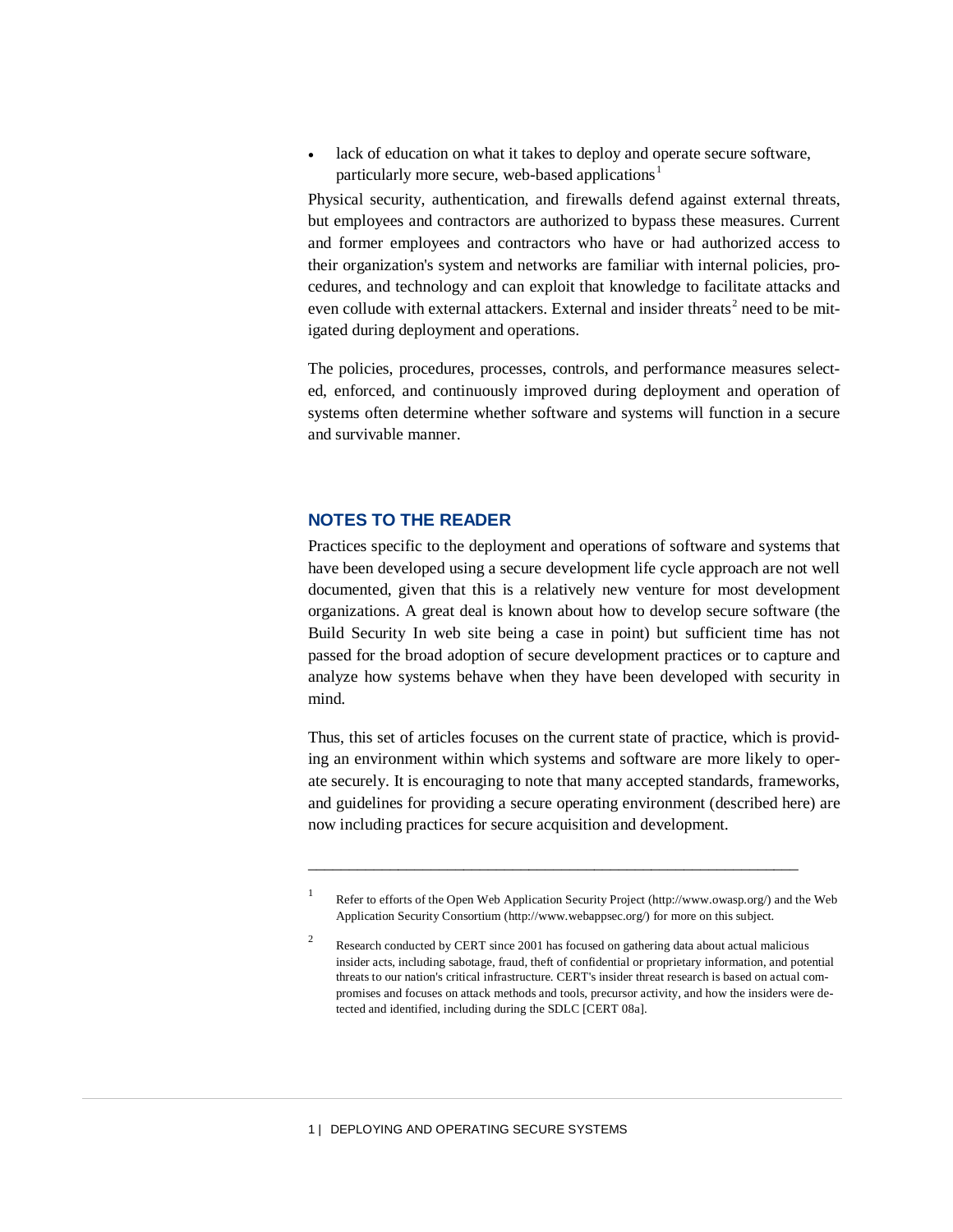- lack of education on what it takes to deploy and operate secure software, particularly more secure, web-based applications[1]

Physical security, authentication, and firewalls defend against external threats, but employees and contractors are authorized to bypass these measures. Current and former employees and contractors who have or had authorized access to their organization's system and networks are familiar with internal policies, procedures, and technology and can exploit that knowledge to facilitate attacks and even collude with external attackers. External and insider threats[2] need to be mitigated during deployment and operations.

The policies, procedures, processes, controls, and performance measures selected, enforced, and continuously improved during deployment and operation of systems often determine whether software and systems will function in a secure and survivable manner.

## NOTES TO THE READER

Practices specific to the deployment and operations of software and systems that have been developed using a secure development life cycle approach are not well documented, given that this is a relatively new venture for most development organizations. A great deal is known about how to develop secure software (the Build Security In web site being a case in point) but sufficient time has not passed for the broad adoption of secure development practices or to capture and analyze how systems behave when they have been developed with security in mind.

Thus, this set of articles focuses on the current state of practice, which is providing an environment within which systems and software are more likely to operate securely. It is encouraging to note that many accepted standards, frameworks, and guidelines for providing a secure operating environment (described here) are now including practices for secure acquisition and development.

---

[1] Refer to efforts of the Open Web Application Security Project (http://www.owasp.org/) and the Web Application Security Consortium (http://www.webappsec.org/) for more on this subject.

[2] Research conducted by CERT since 2001 has focused on gathering data about actual malicious insider acts, including sabotage, fraud, theft of confidential or proprietary information, and potential threats to our nation's critical infrastructure. CERT's insider threat research is based on actual compromises and focuses on attack methods and tools, precursor activity, and how the insiders were detected and identified, including during the SDLC [CERT 08a].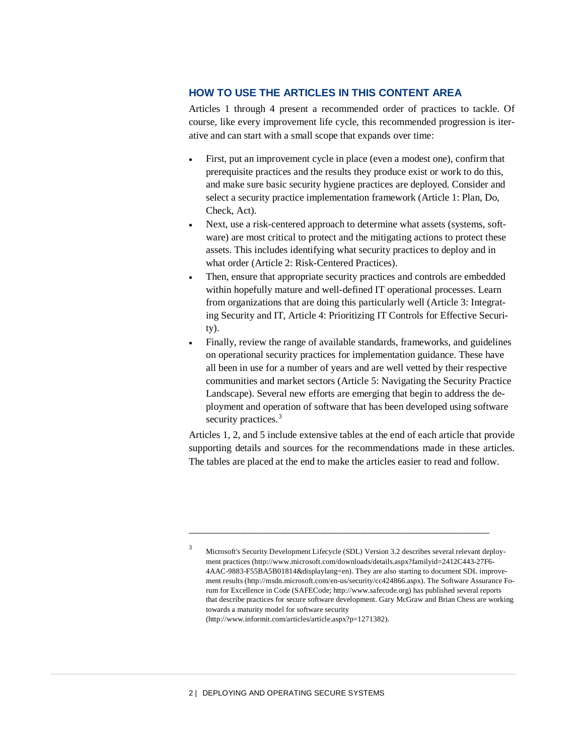## HOW TO USE THE ARTICLES IN THIS CONTENT AREA

Articles 1 through 4 present a recommended order of practices to tackle. Of course, like every improvement life cycle, this recommended progression is iterative and can start with a small scope that expands over time:

- First, put an improvement cycle in place (even a modest one), confirm that prerequisite practices and the results they produce exist or work to do this, and make sure basic security hygiene practices are deployed. Consider and select a security practice implementation framework (Article 1: Plan, Do, Check, Act).
- Next, use a risk-centered approach to determine what assets (systems, software) are most critical to protect and the mitigating actions to protect these assets. This includes identifying what security practices to deploy and in what order (Article 2: Risk-Centered Practices).
- Then, ensure that appropriate security practices and controls are embedded within hopefully mature and well-defined IT operational processes. Learn from organizations that are doing this particularly well (Article 3: Integrating Security and IT, Article 4: Prioritizing IT Controls for Effective Security).
- Finally, review the range of available standards, frameworks, and guidelines on operational security practices for implementation guidance. These have all been in use for a number of years and are well vetted by their respective communities and market sectors (Article 5: Navigating the Security Practice Landscape). Several new efforts are emerging that begin to address the deployment and operation of software that has been developed using software security practices.[3]

Articles 1, 2, and 5 include extensive tables at the end of each article that provide supporting details and sources for the recommendations made in these articles. The tables are placed at the end to make the articles easier to read and follow.

---

[3] Microsoft's Security Development Lifecycle (SDL) Version 3.2 describes several relevant deployment practices (http://www.microsoft.com/downloads/details.aspx?familyid=2412C443-27F6-4AAC-9883-F55BA5B01814&displaylang=en). They are also starting to document SDL improvement results (http://msdn.microsoft.com/en-us/security/cc424866.aspx). The Software Assurance Forum for Excellence in Code (SAFECode; http://www.safecode.org) has published several reports that describe practices for secure software development. Gary McGraw and Brian Chess are working towards a maturity model for software security (http://www.informit.com/articles/article.aspx?p=1271382).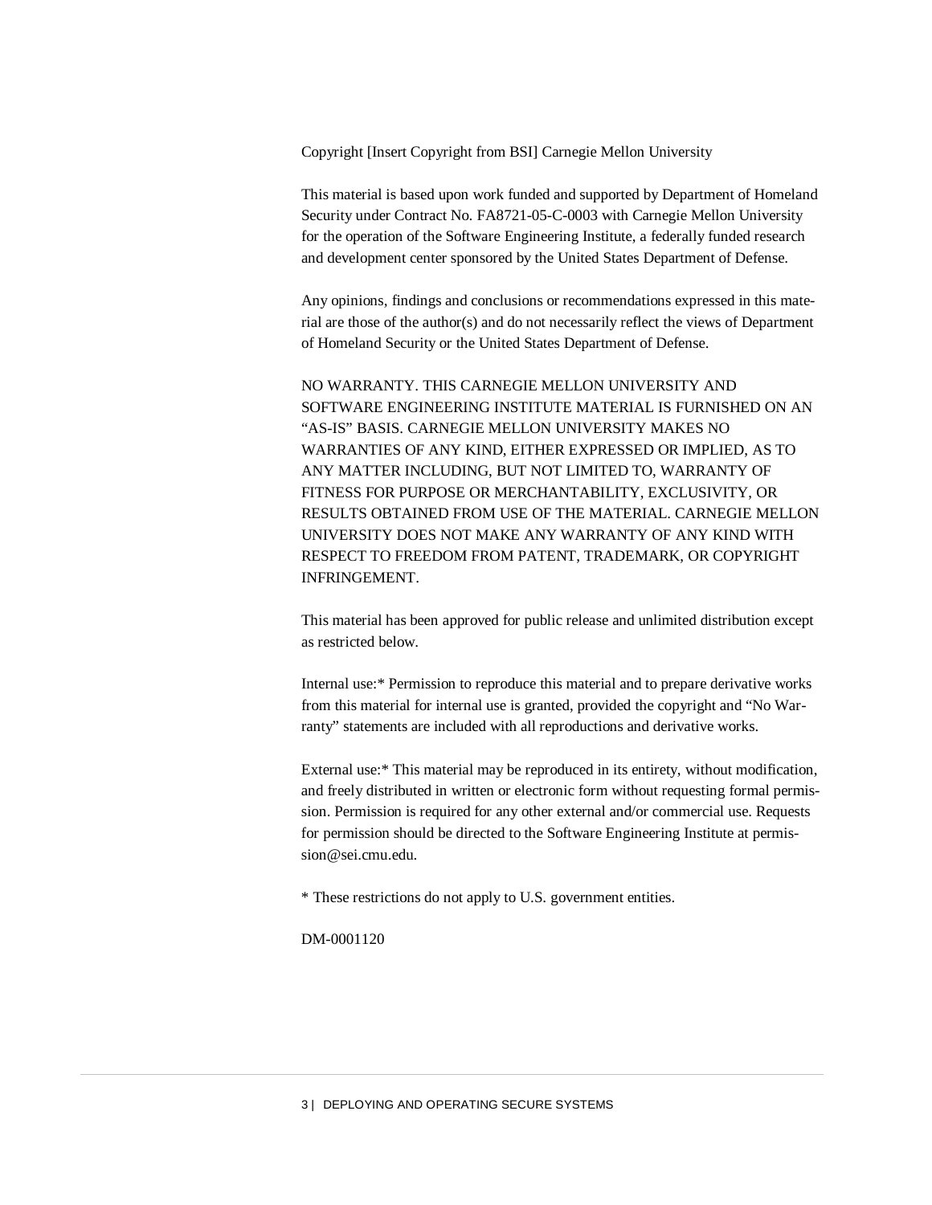Copyright [Insert Copyright from BSI] Carnegie Mellon University

This material is based upon work funded and supported by Department of Homeland Security under Contract No. FA8721-05-C-0003 with Carnegie Mellon University for the operation of the Software Engineering Institute, a federally funded research and development center sponsored by the United States Department of Defense.

Any opinions, findings and conclusions or recommendations expressed in this material are those of the author(s) and do not necessarily reflect the views of Department of Homeland Security or the United States Department of Defense.

NO WARRANTY. THIS CARNEGIE MELLON UNIVERSITY AND SOFTWARE ENGINEERING INSTITUTE MATERIAL IS FURNISHED ON AN “AS-IS” BASIS. CARNEGIE MELLON UNIVERSITY MAKES NO WARRANTIES OF ANY KIND, EITHER EXPRESSED OR IMPLIED, AS TO ANY MATTER INCLUDING, BUT NOT LIMITED TO, WARRANTY OF FITNESS FOR PURPOSE OR MERCHANTABILITY, EXCLUSIVITY, OR RESULTS OBTAINED FROM USE OF THE MATERIAL. CARNEGIE MELLON UNIVERSITY DOES NOT MAKE ANY WARRANTY OF ANY KIND WITH RESPECT TO FREEDOM FROM PATENT, TRADEMARK, OR COPYRIGHT INFRINGEMENT.

This material has been approved for public release and unlimited distribution except as restricted below.

Internal use:* Permission to reproduce this material and to prepare derivative works from this material for internal use is granted, provided the copyright and “No Warranty” statements are included with all reproductions and derivative works.

External use:* This material may be reproduced in its entirety, without modification, and freely distributed in written or electronic form without requesting formal permission. Permission is required for any other external and/or commercial use. Requests for permission should be directed to the Software Engineering Institute at permission@sei.cmu.edu.

* These restrictions do not apply to U.S. government entities.

DM-0001120